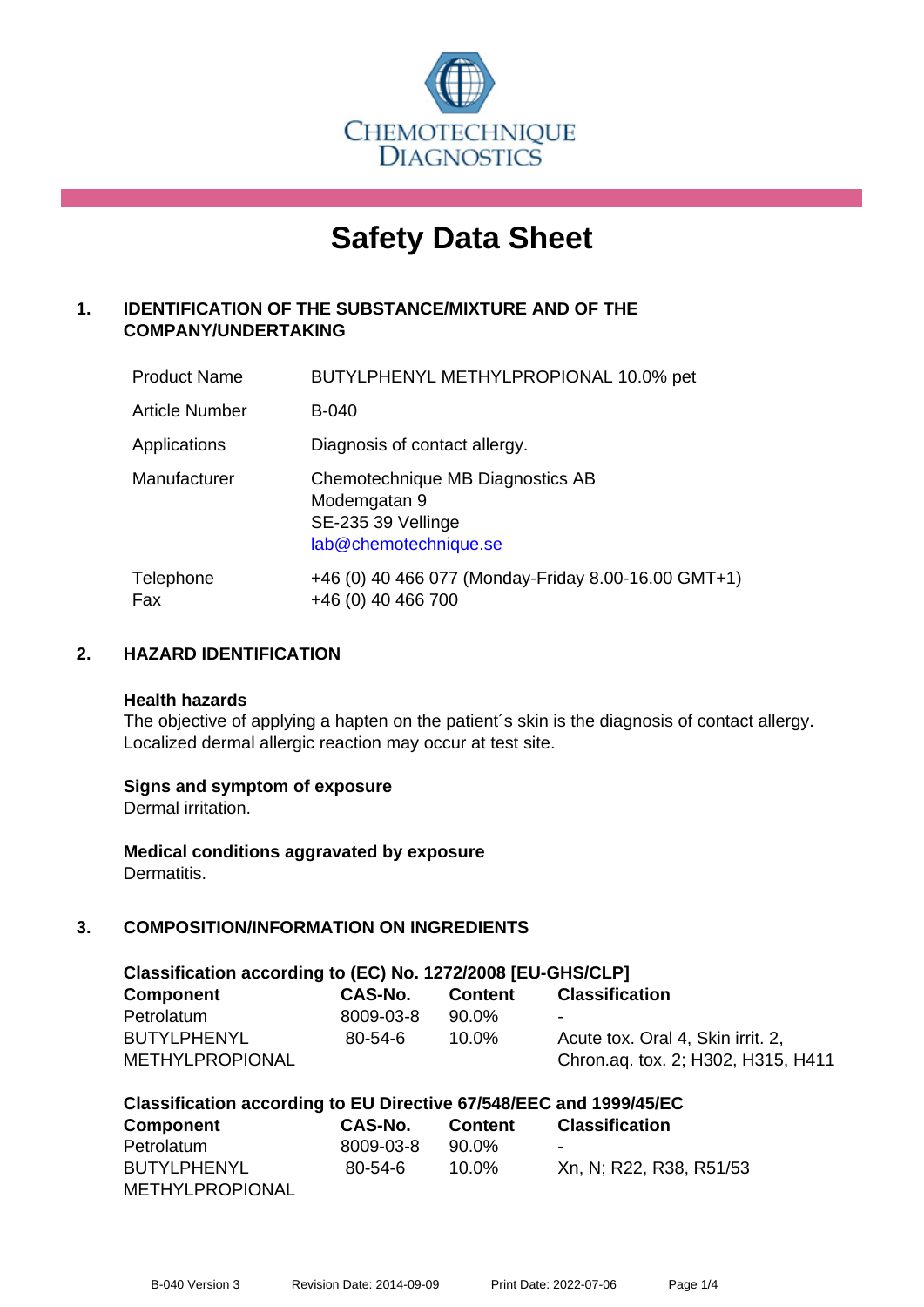CHEMOTECHNIQUE DIAGNOSTICS

# Safety Data Sheet

## 1. IDENTIFICATION OF THE SUBSTANCE/MIXTURE AND OF THE COMPANY/UNDERTAKING

| | |
|---|---|
| Product Name | BUTYLPHENYL METHYLPROPIONAL 10.0% pet |
| Article Number | B-040 |
| Applications | Diagnosis of contact allergy. |
| Manufacturer | Chemotechnique MB Diagnostics AB<br>Modemgatan 9<br>SE-235 39 Vellinge<br>lab@chemotechnique.se |
| Telephone<br>Fax | +46 (0) 40 466 077 (Monday-Friday 8.00-16.00 GMT+1)<br>+46 (0) 40 466 700 |

## 2. HAZARD IDENTIFICATION

**Health hazards**
The objective of applying a hapten on the patient´s skin is the diagnosis of contact allergy. Localized dermal allergic reaction may occur at test site.

**Signs and symptom of exposure**
Dermal irritation.

**Medical conditions aggravated by exposure**
Dermatitis.

## 3. COMPOSITION/INFORMATION ON INGREDIENTS

**Classification according to (EC) No. 1272/2008 [EU-GHS/CLP]**

| Component | CAS-No. | Content | Classification |
|---|---|---|---|
| Petrolatum | 8009-03-8 | 90.0% | - |
| BUTYLPHENYL METHYLPROPIONAL | 80-54-6 | 10.0% | Acute tox. Oral 4, Skin irrit. 2, Chron.aq. tox. 2; H302, H315, H411 |

**Classification according to EU Directive 67/548/EEC and 1999/45/EC**

| Component | CAS-No. | Content | Classification |
|---|---|---|---|
| Petrolatum | 8009-03-8 | 90.0% | - |
| BUTYLPHENYL METHYLPROPIONAL | 80-54-6 | 10.0% | Xn, N; R22, R38, R51/53 |

B-040 Version 3 Revision Date: 2014-09-09 Print Date: 2022-07-06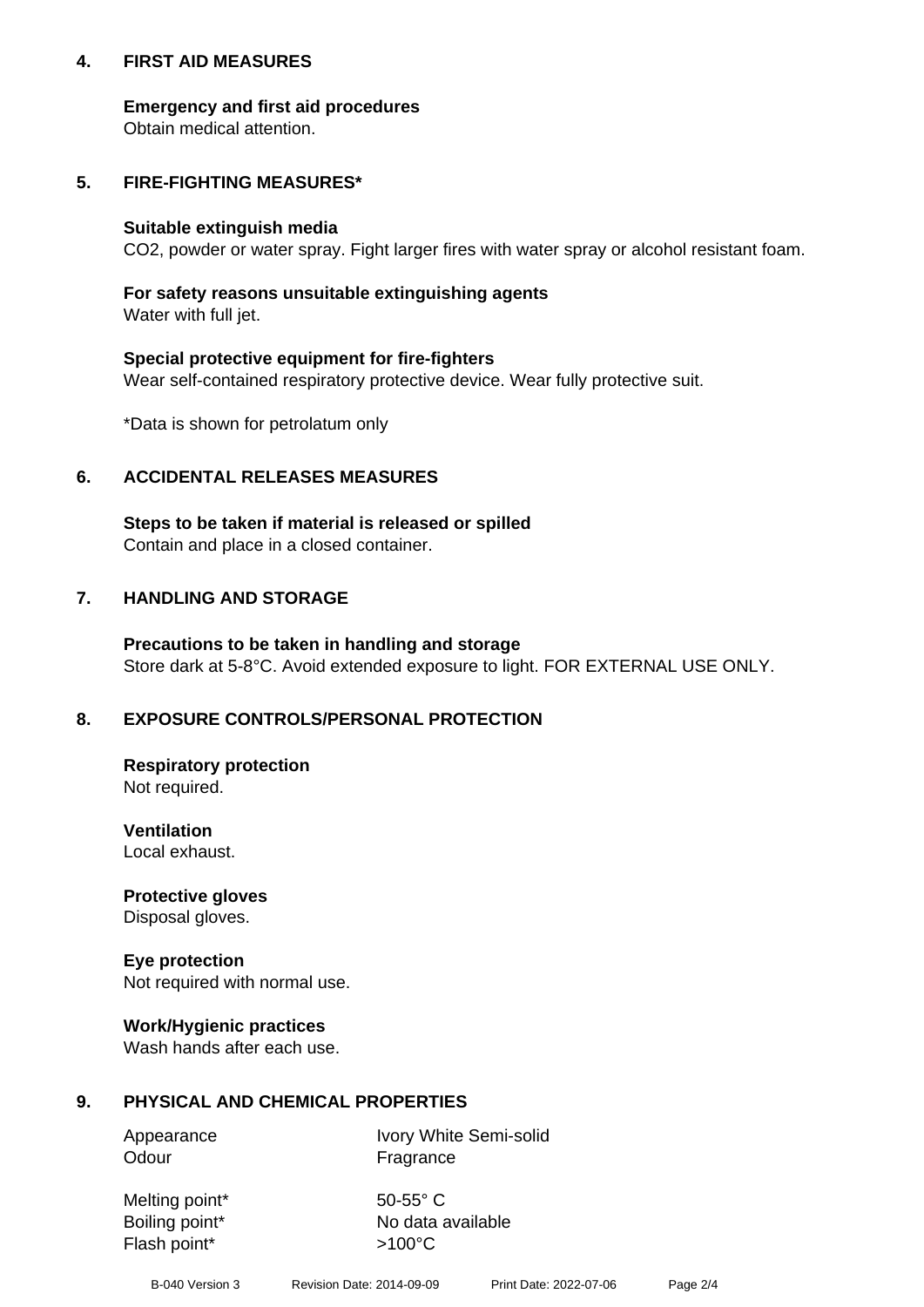## 4. FIRST AID MEASURES

**Emergency and first aid procedures**
Obtain medical attention.

## 5. FIRE-FIGHTING MEASURES*

**Suitable extinguish media**
$CO_2$, powder or water spray. Fight larger fires with water spray or alcohol resistant foam.

**For safety reasons unsuitable extinguishing agents**
Water with full jet.

**Special protective equipment for fire-fighters**
Wear self-contained respiratory protective device. Wear fully protective suit.

*Data is shown for petrolatum only

## 6. ACCIDENTAL RELEASES MEASURES

**Steps to be taken if material is released or spilled**
Contain and place in a closed container.

## 7. HANDLING AND STORAGE

**Precautions to be taken in handling and storage**
Store dark at 5-8°C. Avoid extended exposure to light. FOR EXTERNAL USE ONLY.

## 8. EXPOSURE CONTROLS/PERSONAL PROTECTION

**Respiratory protection**
Not required.

**Ventilation**
Local exhaust.

**Protective gloves**
Disposal gloves.

**Eye protection**
Not required with normal use.

**Work/Hygienic practices**
Wash hands after each use.

## 9. PHYSICAL AND CHEMICAL PROPERTIES

| | |
|---|---|
| Appearance | Ivory White Semi-solid |
| Odour | Fragrance |
| Melting point* | 50-55° C |
| Boiling point* | No data available |
| Flash point* | >100°C |

B-040 Version 3 Revision Date: 2014-09-09 Print Date: 2022-07-06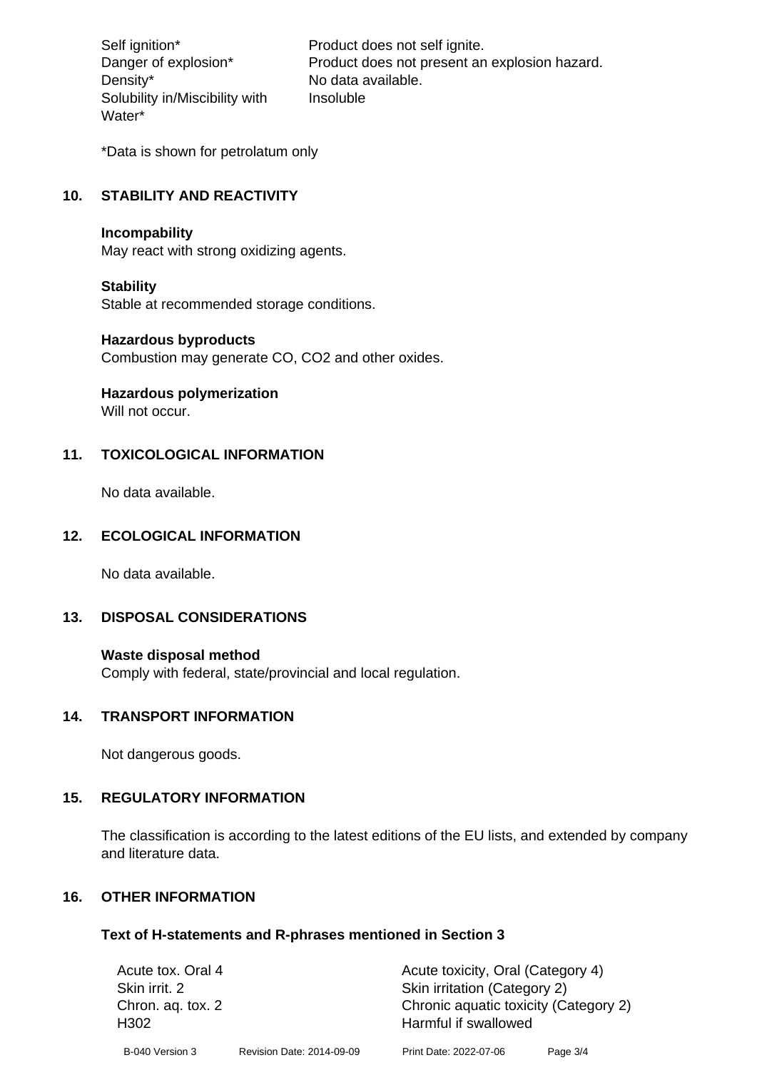| | |
|---|---|
| Self ignition* | Product does not self ignite. |
| Danger of explosion* | Product does not present an explosion hazard. |
| Density* | No data available. |
| Solubility in/Miscibility with Water* | Insoluble |

*Data is shown for petrolatum only

## 10. STABILITY AND REACTIVITY

**Incompability**
May react with strong oxidizing agents.

**Stability**
Stable at recommended storage conditions.

**Hazardous byproducts**
Combustion may generate CO, $CO_2$ and other oxides.

**Hazardous polymerization**
Will not occur.

## 11. TOXICOLOGICAL INFORMATION

No data available.

## 12. ECOLOGICAL INFORMATION

No data available.

## 13. DISPOSAL CONSIDERATIONS

**Waste disposal method**
Comply with federal, state/provincial and local regulation.

## 14. TRANSPORT INFORMATION

Not dangerous goods.

## 15. REGULATORY INFORMATION

The classification is according to the latest editions of the EU lists, and extended by company and literature data.

## 16. OTHER INFORMATION

### Text of H-statements and R-phrases mentioned in Section 3

| | |
|---|---|
| Acute tox. Oral 4 | Acute toxicity, Oral (Category 4) |
| Skin irrit. 2 | Skin irritation (Category 2) |
| Chron. aq. tox. 2 | Chronic aquatic toxicity (Category 2) |
| H302 | Harmful if swallowed |

B-040 Version 3 Revision Date: 2014-09-09 Print Date: 2022-07-06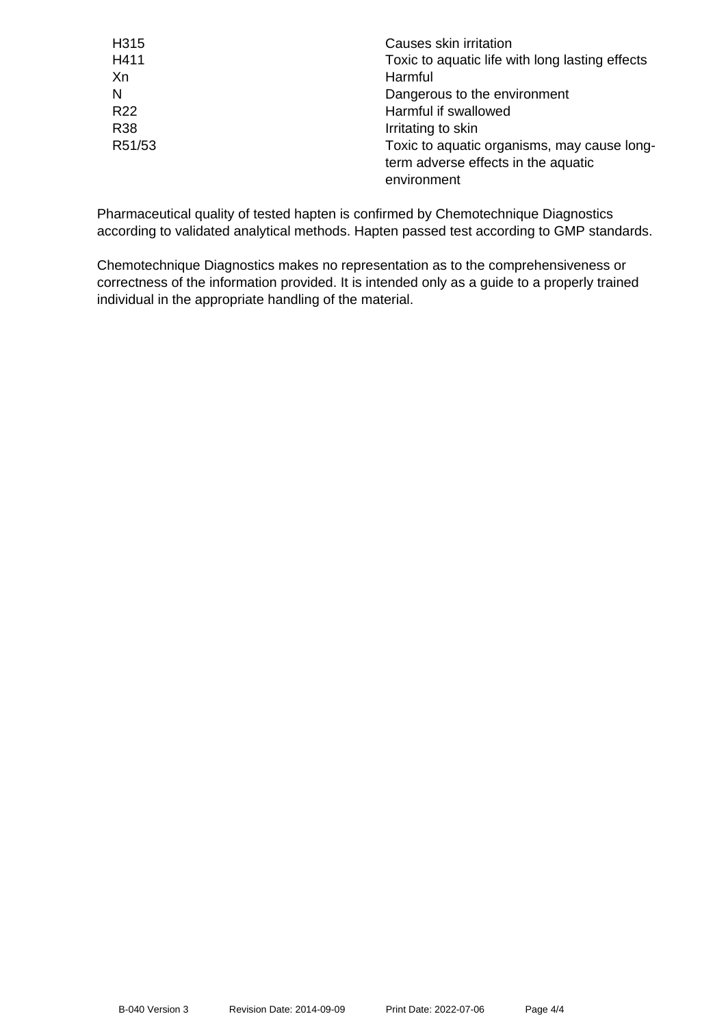| | |
|---|---|
| H315 | Causes skin irritation |
| H411 | Toxic to aquatic life with long lasting effects |
| Xn | Harmful |
| N | Dangerous to the environment |
| R22 | Harmful if swallowed |
| R38 | Irritating to skin |
| R51/53 | Toxic to aquatic organisms, may cause long-term adverse effects in the aquatic environment |

Pharmaceutical quality of tested hapten is confirmed by Chemotechnique Diagnostics according to validated analytical methods. Hapten passed test according to GMP standards.

Chemotechnique Diagnostics makes no representation as to the comprehensiveness or correctness of the information provided. It is intended only as a guide to a properly trained individual in the appropriate handling of the material.